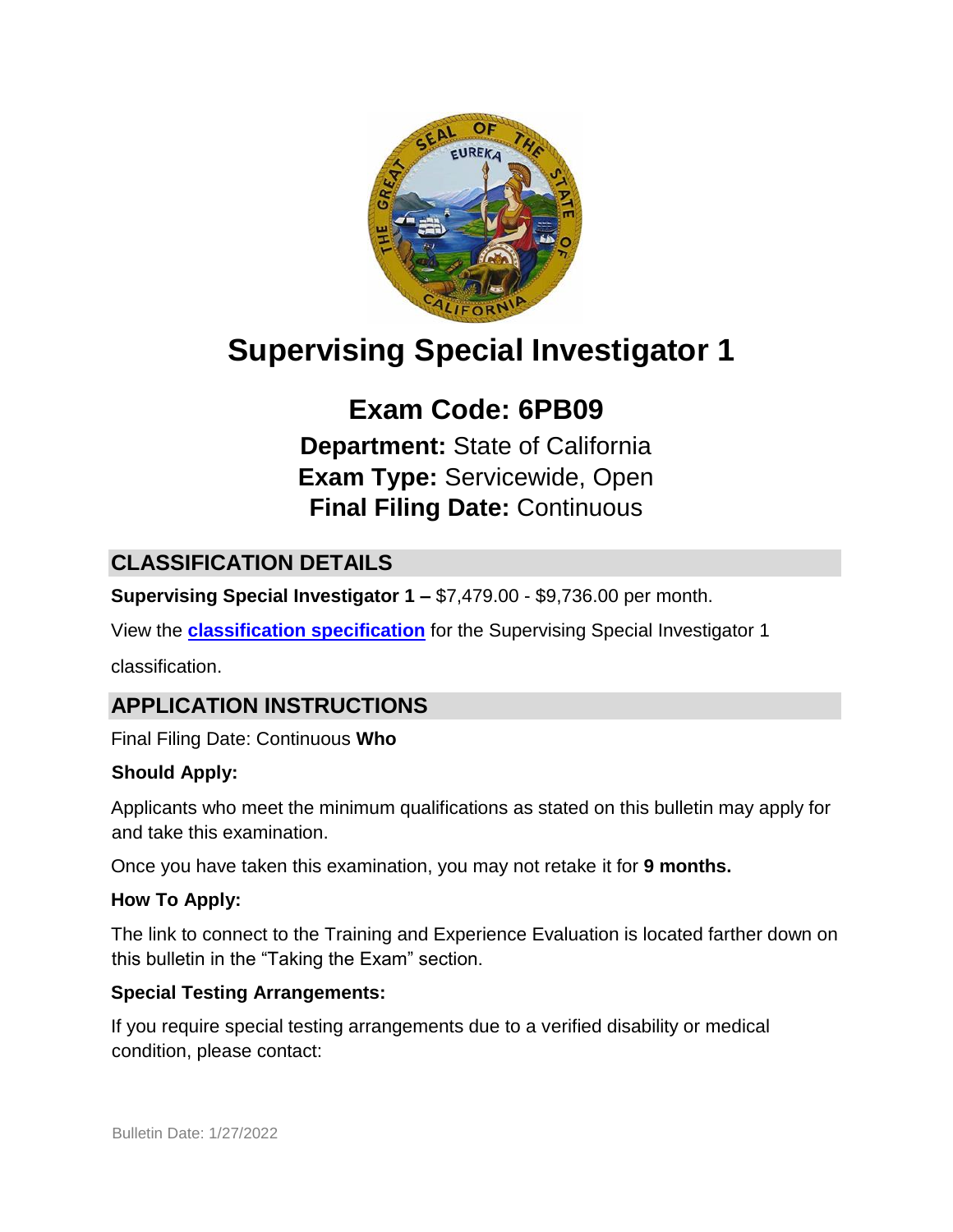# Supervising Special Investigator 1

## Exam Code: 6PB09

**Department:** State of California
**Exam Type:** Servicewide, Open
**Final Filing Date:** Continuous

## CLASSIFICATION DETAILS

**Supervising Special Investigator 1 –** $7,479.00 - $9,736.00 per month.

View the **classification specification** for the Supervising Special Investigator 1 classification.

## APPLICATION INSTRUCTIONS

Final Filing Date: Continuous

### Who Should Apply:

Applicants who meet the minimum qualifications as stated on this bulletin may apply for and take this examination.

Once you have taken this examination, you may not retake it for **9 months.**

### How To Apply:

The link to connect to the Training and Experience Evaluation is located farther down on this bulletin in the "Taking the Exam" section.

### Special Testing Arrangements:

If you require special testing arrangements due to a verified disability or medical condition, please contact:

Bulletin Date: 1/27/2022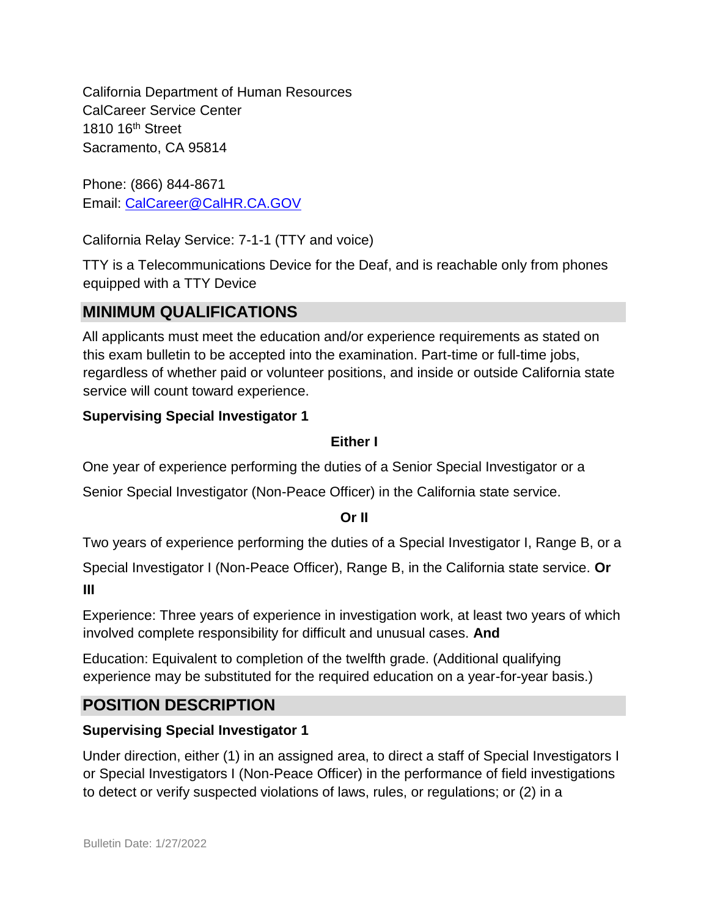California Department of Human Resources
CalCareer Service Center
1810 16th Street
Sacramento, CA 95814

Phone: (866) 844-8671
Email: CalCareer@CalHR.CA.GOV

California Relay Service: 7-1-1 (TTY and voice)

TTY is a Telecommunications Device for the Deaf, and is reachable only from phones equipped with a TTY Device

## MINIMUM QUALIFICATIONS

All applicants must meet the education and/or experience requirements as stated on this exam bulletin to be accepted into the examination. Part-time or full-time jobs, regardless of whether paid or volunteer positions, and inside or outside California state service will count toward experience.

**Supervising Special Investigator 1**

**Either I**

One year of experience performing the duties of a Senior Special Investigator or a Senior Special Investigator (Non-Peace Officer) in the California state service.

**Or II**

Two years of experience performing the duties of a Special Investigator I, Range B, or a Special Investigator I (Non-Peace Officer), Range B, in the California state service. **Or III**

Experience: Three years of experience in investigation work, at least two years of which involved complete responsibility for difficult and unusual cases. **And**

Education: Equivalent to completion of the twelfth grade. (Additional qualifying experience may be substituted for the required education on a year-for-year basis.)

## POSITION DESCRIPTION

**Supervising Special Investigator 1**

Under direction, either (1) in an assigned area, to direct a staff of Special Investigators I or Special Investigators I (Non-Peace Officer) in the performance of field investigations to detect or verify suspected violations of laws, rules, or regulations; or (2) in a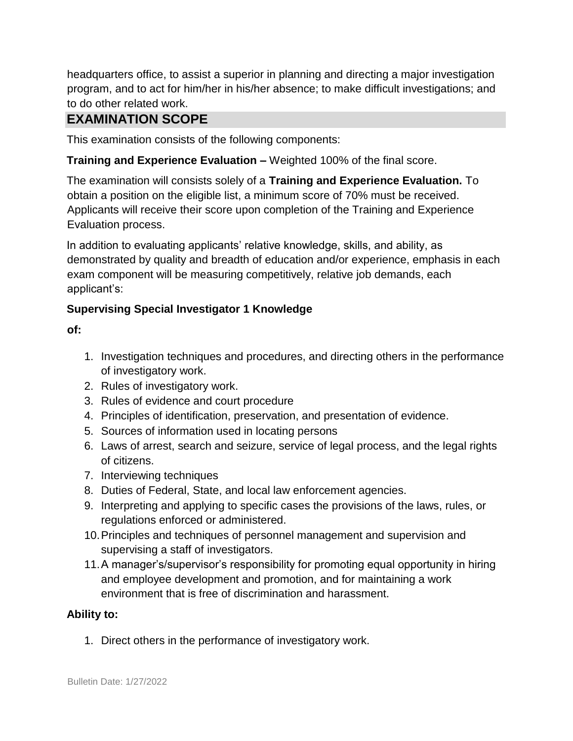headquarters office, to assist a superior in planning and directing a major investigation program, and to act for him/her in his/her absence; to make difficult investigations; and to do other related work.

## EXAMINATION SCOPE

This examination consists of the following components:

**Training and Experience Evaluation –** Weighted 100% of the final score.

The examination will consists solely of a **Training and Experience Evaluation.** To obtain a position on the eligible list, a minimum score of 70% must be received. Applicants will receive their score upon completion of the Training and Experience Evaluation process.

In addition to evaluating applicants' relative knowledge, skills, and ability, as demonstrated by quality and breadth of education and/or experience, emphasis in each exam component will be measuring competitively, relative job demands, each applicant's:

**Supervising Special Investigator 1 Knowledge of:**

1. Investigation techniques and procedures, and directing others in the performance of investigatory work.
2. Rules of investigatory work.
3. Rules of evidence and court procedure
4. Principles of identification, preservation, and presentation of evidence.
5. Sources of information used in locating persons
6. Laws of arrest, search and seizure, service of legal process, and the legal rights of citizens.
7. Interviewing techniques
8. Duties of Federal, State, and local law enforcement agencies.
9. Interpreting and applying to specific cases the provisions of the laws, rules, or regulations enforced or administered.
10. Principles and techniques of personnel management and supervision and supervising a staff of investigators.
11. A manager's/supervisor's responsibility for promoting equal opportunity in hiring and employee development and promotion, and for maintaining a work environment that is free of discrimination and harassment.

**Ability to:**

1. Direct others in the performance of investigatory work.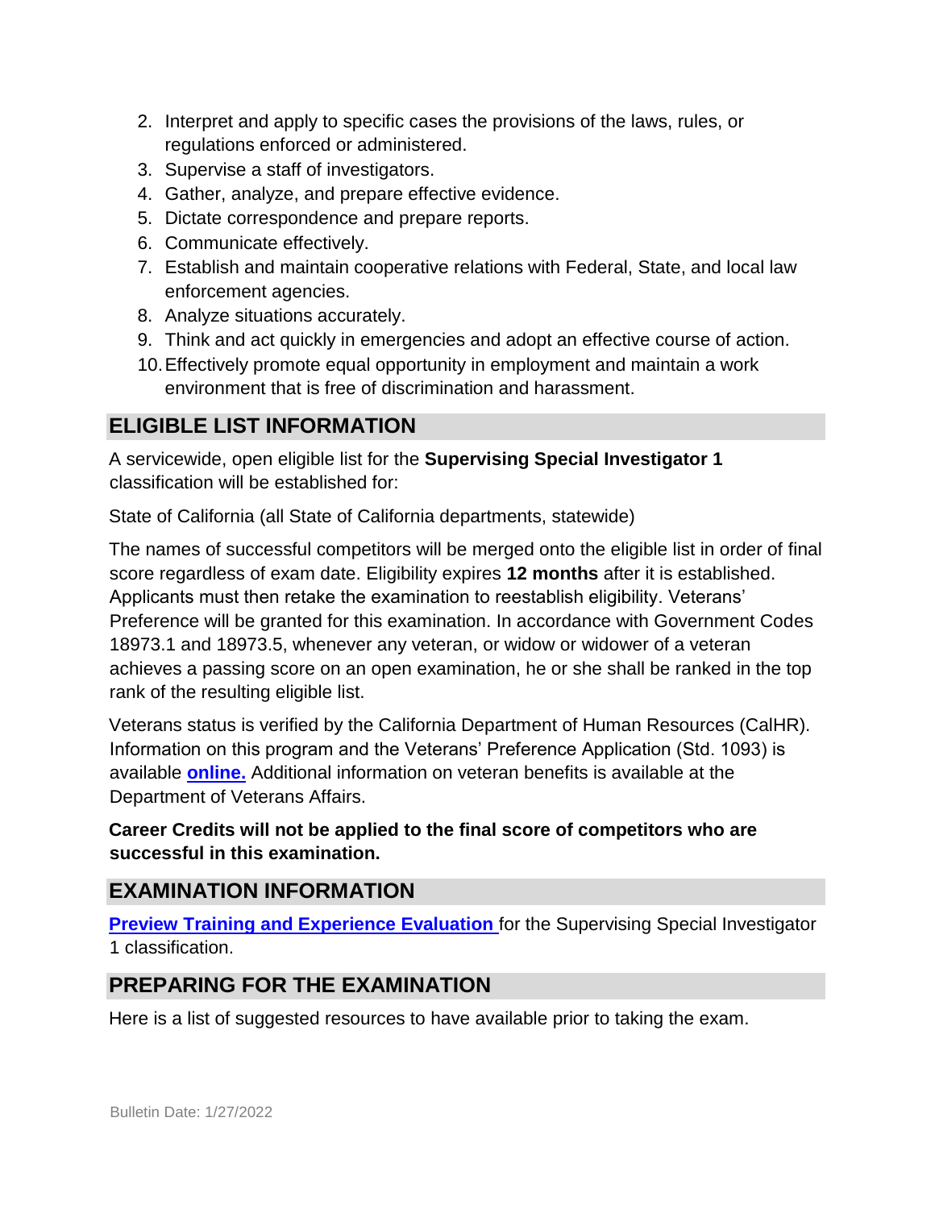2. Interpret and apply to specific cases the provisions of the laws, rules, or regulations enforced or administered.
3. Supervise a staff of investigators.
4. Gather, analyze, and prepare effective evidence.
5. Dictate correspondence and prepare reports.
6. Communicate effectively.
7. Establish and maintain cooperative relations with Federal, State, and local law enforcement agencies.
8. Analyze situations accurately.
9. Think and act quickly in emergencies and adopt an effective course of action.
10. Effectively promote equal opportunity in employment and maintain a work environment that is free of discrimination and harassment.

## ELIGIBLE LIST INFORMATION

A servicewide, open eligible list for the **Supervising Special Investigator 1** classification will be established for:

State of California (all State of California departments, statewide)

The names of successful competitors will be merged onto the eligible list in order of final score regardless of exam date. Eligibility expires **12 months** after it is established. Applicants must then retake the examination to reestablish eligibility. Veterans' Preference will be granted for this examination. In accordance with Government Codes 18973.1 and 18973.5, whenever any veteran, or widow or widower of a veteran achieves a passing score on an open examination, he or she shall be ranked in the top rank of the resulting eligible list.

Veterans status is verified by the California Department of Human Resources (CalHR). Information on this program and the Veterans' Preference Application (Std. 1093) is available **online.** Additional information on veteran benefits is available at the Department of Veterans Affairs.

**Career Credits will not be applied to the final score of competitors who are successful in this examination.**

## EXAMINATION INFORMATION

**Preview Training and Experience Evaluation** for the Supervising Special Investigator 1 classification.

## PREPARING FOR THE EXAMINATION

Here is a list of suggested resources to have available prior to taking the exam.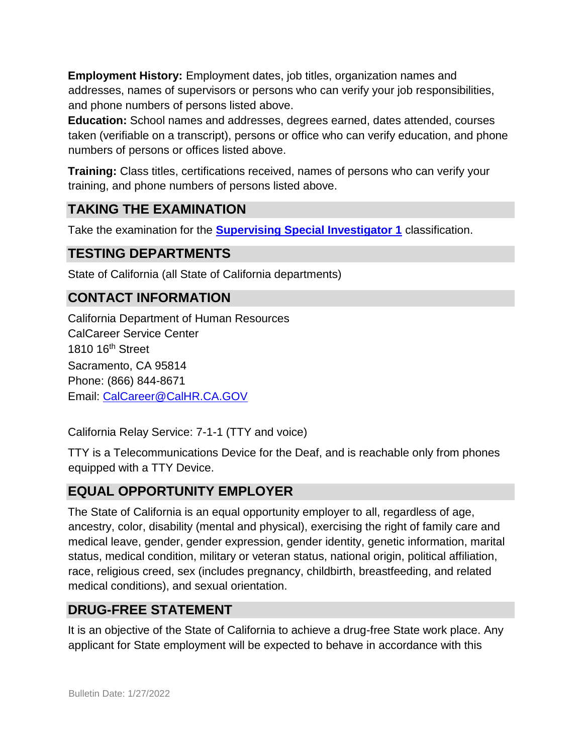**Employment History:** Employment dates, job titles, organization names and addresses, names of supervisors or persons who can verify your job responsibilities, and phone numbers of persons listed above.

**Education:** School names and addresses, degrees earned, dates attended, courses taken (verifiable on a transcript), persons or office who can verify education, and phone numbers of persons or offices listed above.

**Training:** Class titles, certifications received, names of persons who can verify your training, and phone numbers of persons listed above.

## TAKING THE EXAMINATION

Take the examination for the **[Supervising Special Investigator 1]** classification.

## TESTING DEPARTMENTS

State of California (all State of California departments)

## CONTACT INFORMATION

California Department of Human Resources
CalCareer Service Center
1810 16th Street
Sacramento, CA 95814
Phone: (866) 844-8671
Email: CalCareer@CalHR.CA.GOV

California Relay Service: 7-1-1 (TTY and voice)

TTY is a Telecommunications Device for the Deaf, and is reachable only from phones equipped with a TTY Device.

## EQUAL OPPORTUNITY EMPLOYER

The State of California is an equal opportunity employer to all, regardless of age, ancestry, color, disability (mental and physical), exercising the right of family care and medical leave, gender, gender expression, gender identity, genetic information, marital status, medical condition, military or veteran status, national origin, political affiliation, race, religious creed, sex (includes pregnancy, childbirth, breastfeeding, and related medical conditions), and sexual orientation.

## DRUG-FREE STATEMENT

It is an objective of the State of California to achieve a drug-free State work place. Any applicant for State employment will be expected to behave in accordance with this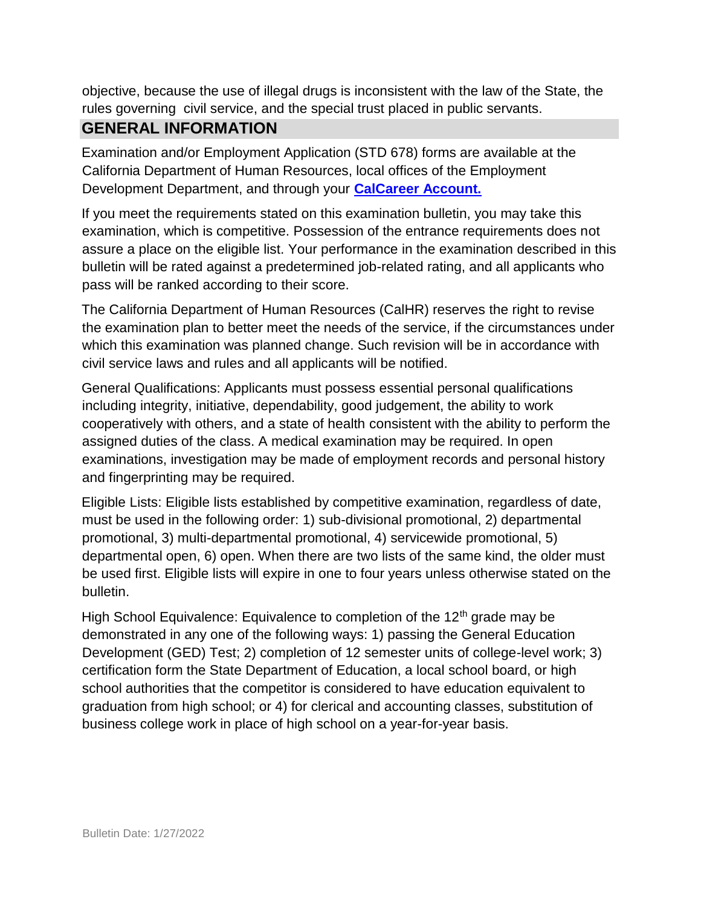objective, because the use of illegal drugs is inconsistent with the law of the State, the rules governing civil service, and the special trust placed in public servants.

## GENERAL INFORMATION

Examination and/or Employment Application (STD 678) forms are available at the California Department of Human Resources, local offices of the Employment Development Department, and through your **CalCareer Account.**

If you meet the requirements stated on this examination bulletin, you may take this examination, which is competitive. Possession of the entrance requirements does not assure a place on the eligible list. Your performance in the examination described in this bulletin will be rated against a predetermined job-related rating, and all applicants who pass will be ranked according to their score.

The California Department of Human Resources (CalHR) reserves the right to revise the examination plan to better meet the needs of the service, if the circumstances under which this examination was planned change. Such revision will be in accordance with civil service laws and rules and all applicants will be notified.

General Qualifications: Applicants must possess essential personal qualifications including integrity, initiative, dependability, good judgement, the ability to work cooperatively with others, and a state of health consistent with the ability to perform the assigned duties of the class. A medical examination may be required. In open examinations, investigation may be made of employment records and personal history and fingerprinting may be required.

Eligible Lists: Eligible lists established by competitive examination, regardless of date, must be used in the following order: 1) sub-divisional promotional, 2) departmental promotional, 3) multi-departmental promotional, 4) servicewide promotional, 5) departmental open, 6) open. When there are two lists of the same kind, the older must be used first. Eligible lists will expire in one to four years unless otherwise stated on the bulletin.

High School Equivalence: Equivalence to completion of the 12th grade may be demonstrated in any one of the following ways: 1) passing the General Education Development (GED) Test; 2) completion of 12 semester units of college-level work; 3) certification form the State Department of Education, a local school board, or high school authorities that the competitor is considered to have education equivalent to graduation from high school; or 4) for clerical and accounting classes, substitution of business college work in place of high school on a year-for-year basis.

Bulletin Date: 1/27/2022